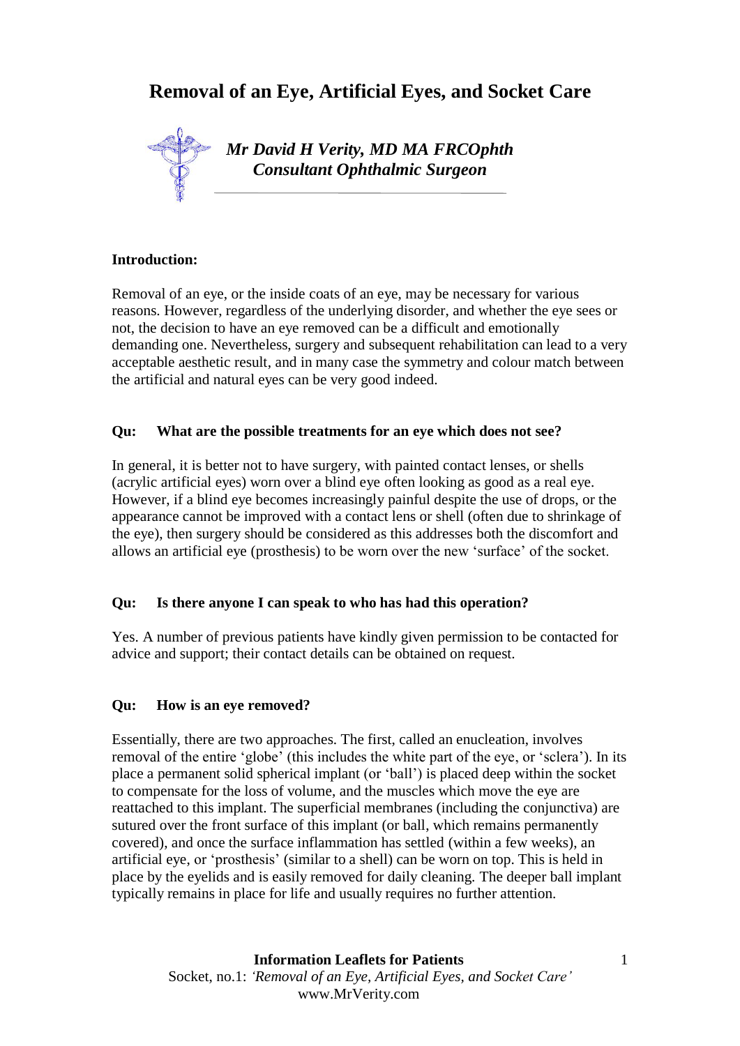# Removal of an Eye, Artificial Eyes, and Socket Care

***Mr David H Verity, MD MA FRCOphth***
***Consultant Ophthalmic Surgeon***

**Introduction:**

Removal of an eye, or the inside coats of an eye, may be necessary for various reasons. However, regardless of the underlying disorder, and whether the eye sees or not, the decision to have an eye removed can be a difficult and emotionally demanding one. Nevertheless, surgery and subsequent rehabilitation can lead to a very acceptable aesthetic result, and in many case the symmetry and colour match between the artificial and natural eyes can be very good indeed.

**Qu: What are the possible treatments for an eye which does not see?**

In general, it is better not to have surgery, with painted contact lenses, or shells (acrylic artificial eyes) worn over a blind eye often looking as good as a real eye. However, if a blind eye becomes increasingly painful despite the use of drops, or the appearance cannot be improved with a contact lens or shell (often due to shrinkage of the eye), then surgery should be considered as this addresses both the discomfort and allows an artificial eye (prosthesis) to be worn over the new 'surface' of the socket.

**Qu: Is there anyone I can speak to who has had this operation?**

Yes. A number of previous patients have kindly given permission to be contacted for advice and support; their contact details can be obtained on request.

**Qu: How is an eye removed?**

Essentially, there are two approaches. The first, called an enucleation, involves removal of the entire 'globe' (this includes the white part of the eye, or 'sclera'). In its place a permanent solid spherical implant (or 'ball') is placed deep within the socket to compensate for the loss of volume, and the muscles which move the eye are reattached to this implant. The superficial membranes (including the conjunctiva) are sutured over the front surface of this implant (or ball, which remains permanently covered), and once the surface inflammation has settled (within a few weeks), an artificial eye, or 'prosthesis' (similar to a shell) can be worn on top. This is held in place by the eyelids and is easily removed for daily cleaning. The deeper ball implant typically remains in place for life and usually requires no further attention.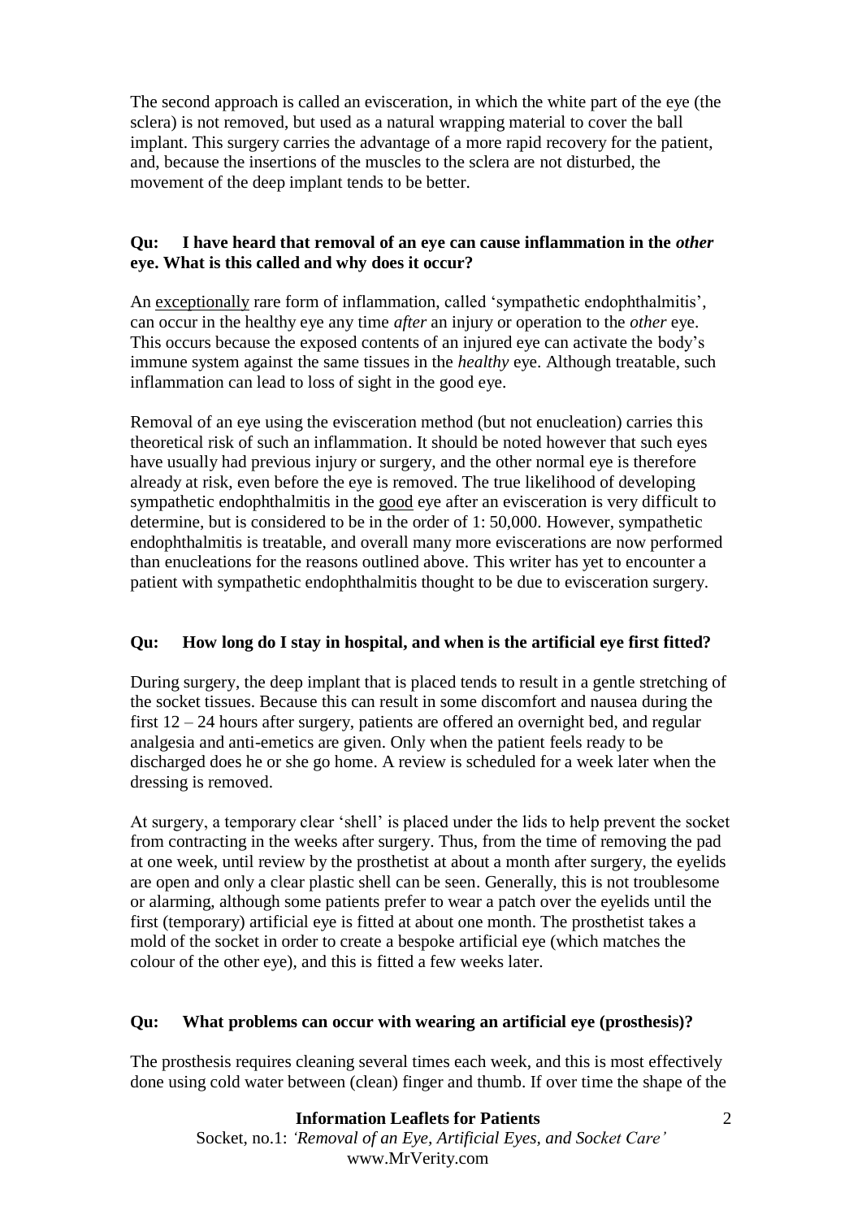The second approach is called an evisceration, in which the white part of the eye (the sclera) is not removed, but used as a natural wrapping material to cover the ball implant. This surgery carries the advantage of a more rapid recovery for the patient, and, because the insertions of the muscles to the sclera are not disturbed, the movement of the deep implant tends to be better.

**Qu: I have heard that removal of an eye can cause inflammation in the *other* eye. What is this called and why does it occur?**

An exceptionally rare form of inflammation, called 'sympathetic endophthalmitis', can occur in the healthy eye any time *after* an injury or operation to the *other* eye. This occurs because the exposed contents of an injured eye can activate the body's immune system against the same tissues in the *healthy* eye. Although treatable, such inflammation can lead to loss of sight in the good eye.

Removal of an eye using the evisceration method (but not enucleation) carries this theoretical risk of such an inflammation. It should be noted however that such eyes have usually had previous injury or surgery, and the other normal eye is therefore already at risk, even before the eye is removed. The true likelihood of developing sympathetic endophthalmitis in the good eye after an evisceration is very difficult to determine, but is considered to be in the order of 1: 50,000. However, sympathetic endophthalmitis is treatable, and overall many more eviscerations are now performed than enucleations for the reasons outlined above. This writer has yet to encounter a patient with sympathetic endophthalmitis thought to be due to evisceration surgery.

**Qu: How long do I stay in hospital, and when is the artificial eye first fitted?**

During surgery, the deep implant that is placed tends to result in a gentle stretching of the socket tissues. Because this can result in some discomfort and nausea during the first 12 – 24 hours after surgery, patients are offered an overnight bed, and regular analgesia and anti-emetics are given. Only when the patient feels ready to be discharged does he or she go home. A review is scheduled for a week later when the dressing is removed.

At surgery, a temporary clear 'shell' is placed under the lids to help prevent the socket from contracting in the weeks after surgery. Thus, from the time of removing the pad at one week, until review by the prosthetist at about a month after surgery, the eyelids are open and only a clear plastic shell can be seen. Generally, this is not troublesome or alarming, although some patients prefer to wear a patch over the eyelids until the first (temporary) artificial eye is fitted at about one month. The prosthetist takes a mold of the socket in order to create a bespoke artificial eye (which matches the colour of the other eye), and this is fitted a few weeks later.

**Qu: What problems can occur with wearing an artificial eye (prosthesis)?**

The prosthesis requires cleaning several times each week, and this is most effectively done using cold water between (clean) finger and thumb. If over time the shape of the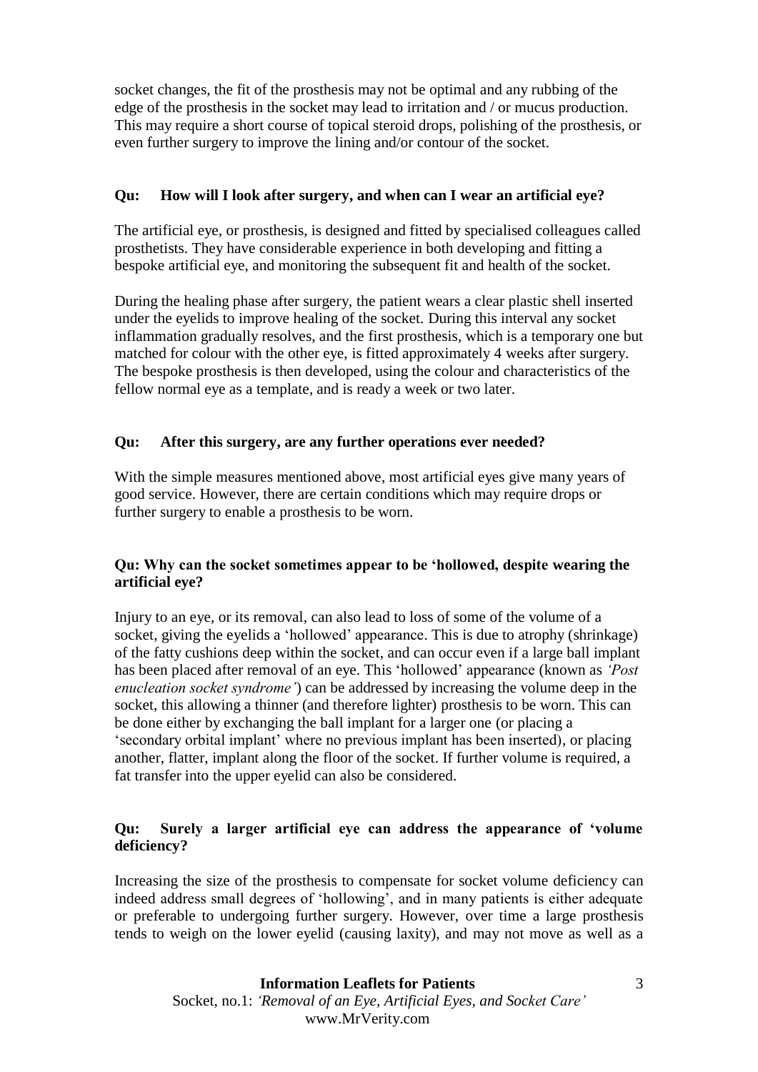socket changes, the fit of the prosthesis may not be optimal and any rubbing of the edge of the prosthesis in the socket may lead to irritation and / or mucus production. This may require a short course of topical steroid drops, polishing of the prosthesis, or even further surgery to improve the lining and/or contour of the socket.

**Qu: How will I look after surgery, and when can I wear an artificial eye?**

The artificial eye, or prosthesis, is designed and fitted by specialised colleagues called prosthetists. They have considerable experience in both developing and fitting a bespoke artificial eye, and monitoring the subsequent fit and health of the socket.

During the healing phase after surgery, the patient wears a clear plastic shell inserted under the eyelids to improve healing of the socket. During this interval any socket inflammation gradually resolves, and the first prosthesis, which is a temporary one but matched for colour with the other eye, is fitted approximately 4 weeks after surgery. The bespoke prosthesis is then developed, using the colour and characteristics of the fellow normal eye as a template, and is ready a week or two later.

**Qu: After this surgery, are any further operations ever needed?**

With the simple measures mentioned above, most artificial eyes give many years of good service. However, there are certain conditions which may require drops or further surgery to enable a prosthesis to be worn.

**Qu: Why can the socket sometimes appear to be 'hollowed, despite wearing the artificial eye?**

Injury to an eye, or its removal, can also lead to loss of some of the volume of a socket, giving the eyelids a 'hollowed' appearance. This is due to atrophy (shrinkage) of the fatty cushions deep within the socket, and can occur even if a large ball implant has been placed after removal of an eye. This 'hollowed' appearance (known as *'Post enucleation socket syndrome'*) can be addressed by increasing the volume deep in the socket, this allowing a thinner (and therefore lighter) prosthesis to be worn. This can be done either by exchanging the ball implant for a larger one (or placing a 'secondary orbital implant' where no previous implant has been inserted), or placing another, flatter, implant along the floor of the socket. If further volume is required, a fat transfer into the upper eyelid can also be considered.

**Qu: Surely a larger artificial eye can address the appearance of 'volume deficiency?**

Increasing the size of the prosthesis to compensate for socket volume deficiency can indeed address small degrees of 'hollowing', and in many patients is either adequate or preferable to undergoing further surgery. However, over time a large prosthesis tends to weigh on the lower eyelid (causing laxity), and may not move as well as a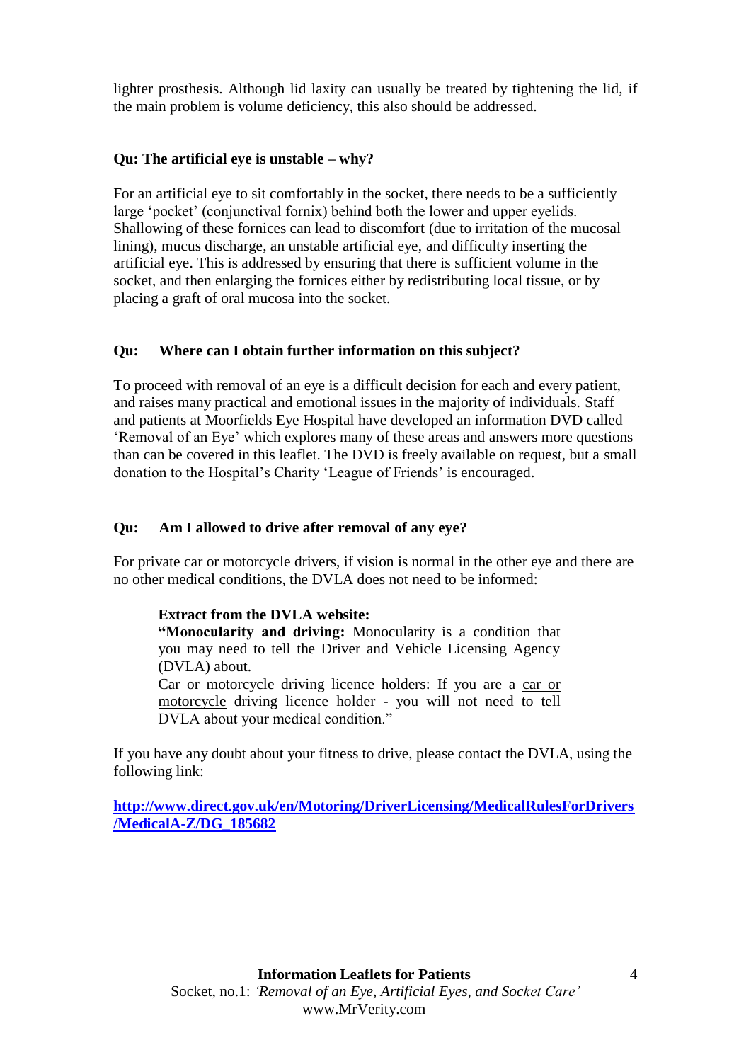lighter prosthesis. Although lid laxity can usually be treated by tightening the lid, if the main problem is volume deficiency, this also should be addressed.

**Qu: The artificial eye is unstable – why?**

For an artificial eye to sit comfortably in the socket, there needs to be a sufficiently large 'pocket' (conjunctival fornix) behind both the lower and upper eyelids. Shallowing of these fornices can lead to discomfort (due to irritation of the mucosal lining), mucus discharge, an unstable artificial eye, and difficulty inserting the artificial eye. This is addressed by ensuring that there is sufficient volume in the socket, and then enlarging the fornices either by redistributing local tissue, or by placing a graft of oral mucosa into the socket.

**Qu: Where can I obtain further information on this subject?**

To proceed with removal of an eye is a difficult decision for each and every patient, and raises many practical and emotional issues in the majority of individuals. Staff and patients at Moorfields Eye Hospital have developed an information DVD called 'Removal of an Eye' which explores many of these areas and answers more questions than can be covered in this leaflet. The DVD is freely available on request, but a small donation to the Hospital's Charity 'League of Friends' is encouraged.

**Qu: Am I allowed to drive after removal of any eye?**

For private car or motorcycle drivers, if vision is normal in the other eye and there are no other medical conditions, the DVLA does not need to be informed:

> **Extract from the DVLA website:**
> **"Monocularity and driving:** Monocularity is a condition that you may need to tell the Driver and Vehicle Licensing Agency (DVLA) about.
> Car or motorcycle driving licence holders: If you are a car or motorcycle driving licence holder - you will not need to tell DVLA about your medical condition."

If you have any doubt about your fitness to drive, please contact the DVLA, using the following link:

**http://www.direct.gov.uk/en/Motoring/DriverLicensing/MedicalRulesForDrivers/MedicalA-Z/DG_185682**